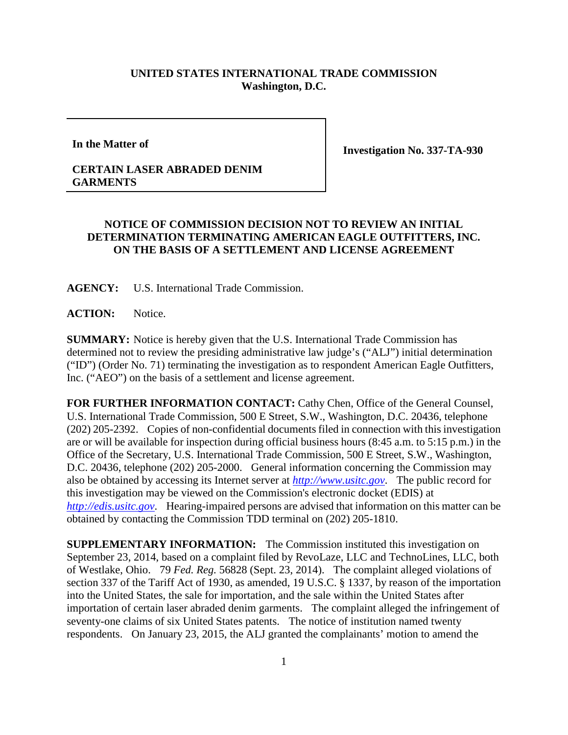**UNITED STATES INTERNATIONAL TRADE COMMISSION**
**Washington, D.C.**

**In the Matter of**

**CERTAIN LASER ABRADED DENIM GARMENTS**

**Investigation No. 337-TA-930**

**NOTICE OF COMMISSION DECISION NOT TO REVIEW AN INITIAL DETERMINATION TERMINATING AMERICAN EAGLE OUTFITTERS, INC. ON THE BASIS OF A SETTLEMENT AND LICENSE AGREEMENT**

**AGENCY:** U.S. International Trade Commission.

**ACTION:** Notice.

**SUMMARY:** Notice is hereby given that the U.S. International Trade Commission has determined not to review the presiding administrative law judge's ("ALJ") initial determination ("ID") (Order No. 71) terminating the investigation as to respondent American Eagle Outfitters, Inc. ("AEO") on the basis of a settlement and license agreement.

**FOR FURTHER INFORMATION CONTACT:** Cathy Chen, Office of the General Counsel, U.S. International Trade Commission, 500 E Street, S.W., Washington, D.C. 20436, telephone (202) 205-2392. Copies of non-confidential documents filed in connection with this investigation are or will be available for inspection during official business hours (8:45 a.m. to 5:15 p.m.) in the Office of the Secretary, U.S. International Trade Commission, 500 E Street, S.W., Washington, D.C. 20436, telephone (202) 205-2000. General information concerning the Commission may also be obtained by accessing its Internet server at *http://www.usitc.gov*. The public record for this investigation may be viewed on the Commission's electronic docket (EDIS) at *http://edis.usitc.gov*. Hearing-impaired persons are advised that information on this matter can be obtained by contacting the Commission TDD terminal on (202) 205-1810.

**SUPPLEMENTARY INFORMATION:** The Commission instituted this investigation on September 23, 2014, based on a complaint filed by RevoLaze, LLC and TechnoLines, LLC, both of Westlake, Ohio. 79 *Fed. Reg.* 56828 (Sept. 23, 2014). The complaint alleged violations of section 337 of the Tariff Act of 1930, as amended, 19 U.S.C. § 1337, by reason of the importation into the United States, the sale for importation, and the sale within the United States after importation of certain laser abraded denim garments. The complaint alleged the infringement of seventy-one claims of six United States patents. The notice of institution named twenty respondents. On January 23, 2015, the ALJ granted the complainants' motion to amend the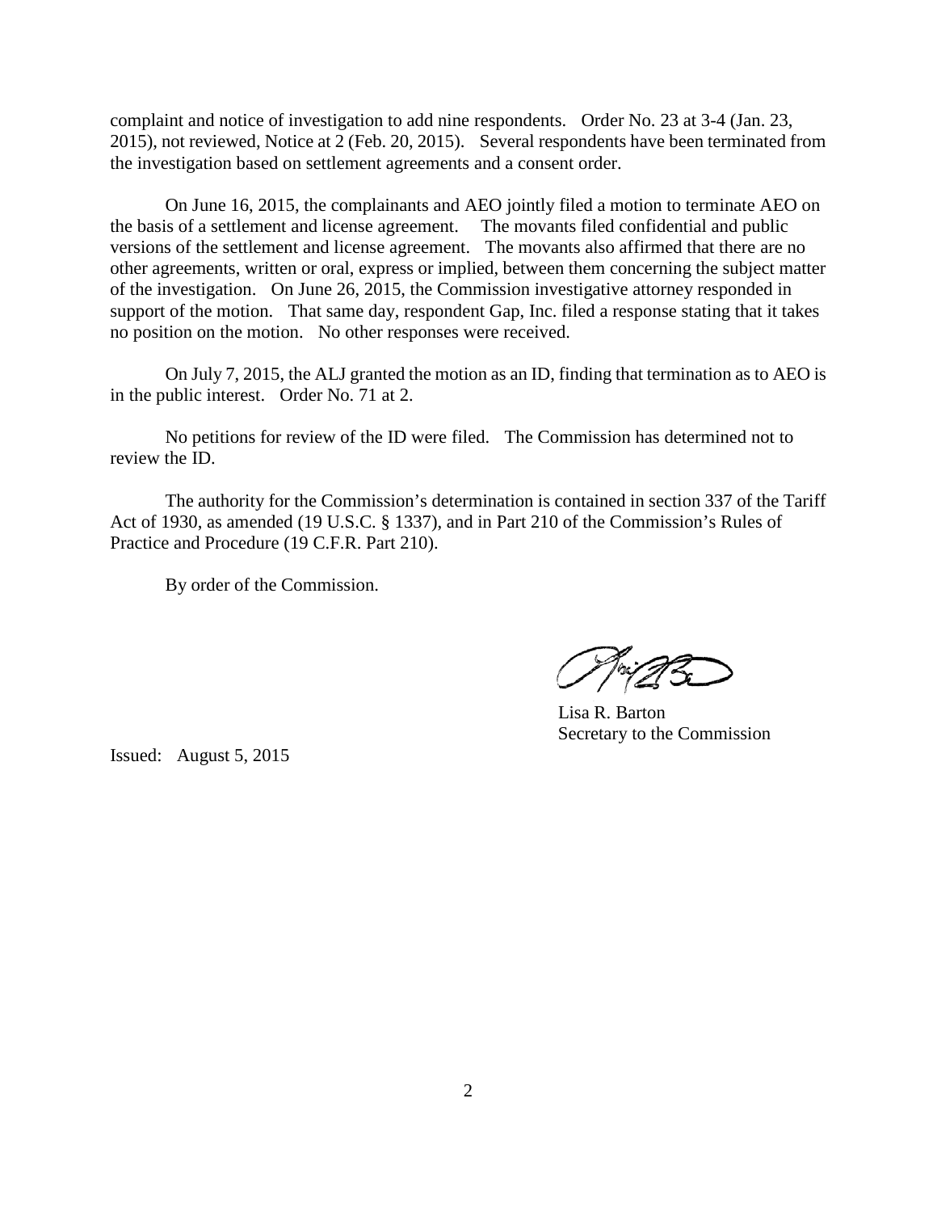complaint and notice of investigation to add nine respondents. Order No. 23 at 3-4 (Jan. 23, 2015), not reviewed, Notice at 2 (Feb. 20, 2015). Several respondents have been terminated from the investigation based on settlement agreements and a consent order.

On June 16, 2015, the complainants and AEO jointly filed a motion to terminate AEO on the basis of a settlement and license agreement. The movants filed confidential and public versions of the settlement and license agreement. The movants also affirmed that there are no other agreements, written or oral, express or implied, between them concerning the subject matter of the investigation. On June 26, 2015, the Commission investigative attorney responded in support of the motion. That same day, respondent Gap, Inc. filed a response stating that it takes no position on the motion. No other responses were received.

On July 7, 2015, the ALJ granted the motion as an ID, finding that termination as to AEO is in the public interest. Order No. 71 at 2.

No petitions for review of the ID were filed. The Commission has determined not to review the ID.

The authority for the Commission's determination is contained in section 337 of the Tariff Act of 1930, as amended (19 U.S.C. § 1337), and in Part 210 of the Commission's Rules of Practice and Procedure (19 C.F.R. Part 210).

By order of the Commission.

Lisa R. Barton
Secretary to the Commission

Issued: August 5, 2015